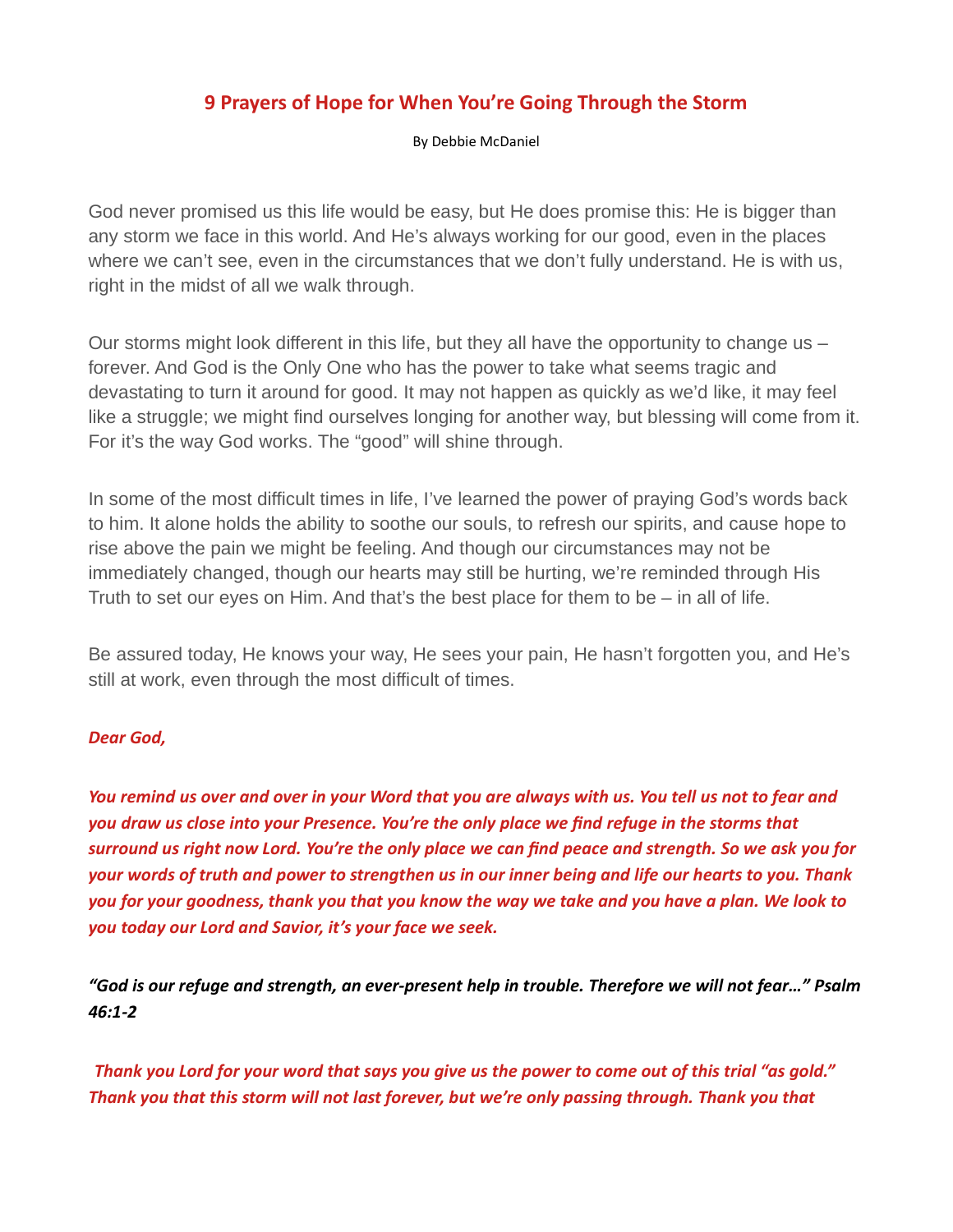# 9 Prayers of Hope for When You're Going Through the Storm

By Debbie McDaniel

God never promised us this life would be easy, but He does promise this: He is bigger than any storm we face in this world. And He's always working for our good, even in the places where we can't see, even in the circumstances that we don't fully understand. He is with us, right in the midst of all we walk through.

Our storms might look different in this life, but they all have the opportunity to change us – forever. And God is the Only One who has the power to take what seems tragic and devastating to turn it around for good. It may not happen as quickly as we'd like, it may feel like a struggle; we might find ourselves longing for another way, but blessing will come from it. For it's the way God works. The "good" will shine through.

In some of the most difficult times in life, I've learned the power of praying God's words back to him. It alone holds the ability to soothe our souls, to refresh our spirits, and cause hope to rise above the pain we might be feeling. And though our circumstances may not be immediately changed, though our hearts may still be hurting, we're reminded through His Truth to set our eyes on Him. And that's the best place for them to be – in all of life.

Be assured today, He knows your way, He sees your pain, He hasn't forgotten you, and He's still at work, even through the most difficult of times.

***Dear God,***

***You remind us over and over in your Word that you are always with us. You tell us not to fear and you draw us close into your Presence. You're the only place we find refuge in the storms that surround us right now Lord. You're the only place we can find peace and strength. So we ask you for your words of truth and power to strengthen us in our inner being and life our hearts to you. Thank you for your goodness, thank you that you know the way we take and you have a plan. We look to you today our Lord and Savior, it's your face we seek.***

***"God is our refuge and strength, an ever-present help in trouble. Therefore we will not fear…" Psalm 46:1-2***

***Thank you Lord for your word that says you give us the power to come out of this trial "as gold." Thank you that this storm will not last forever, but we're only passing through. Thank you that***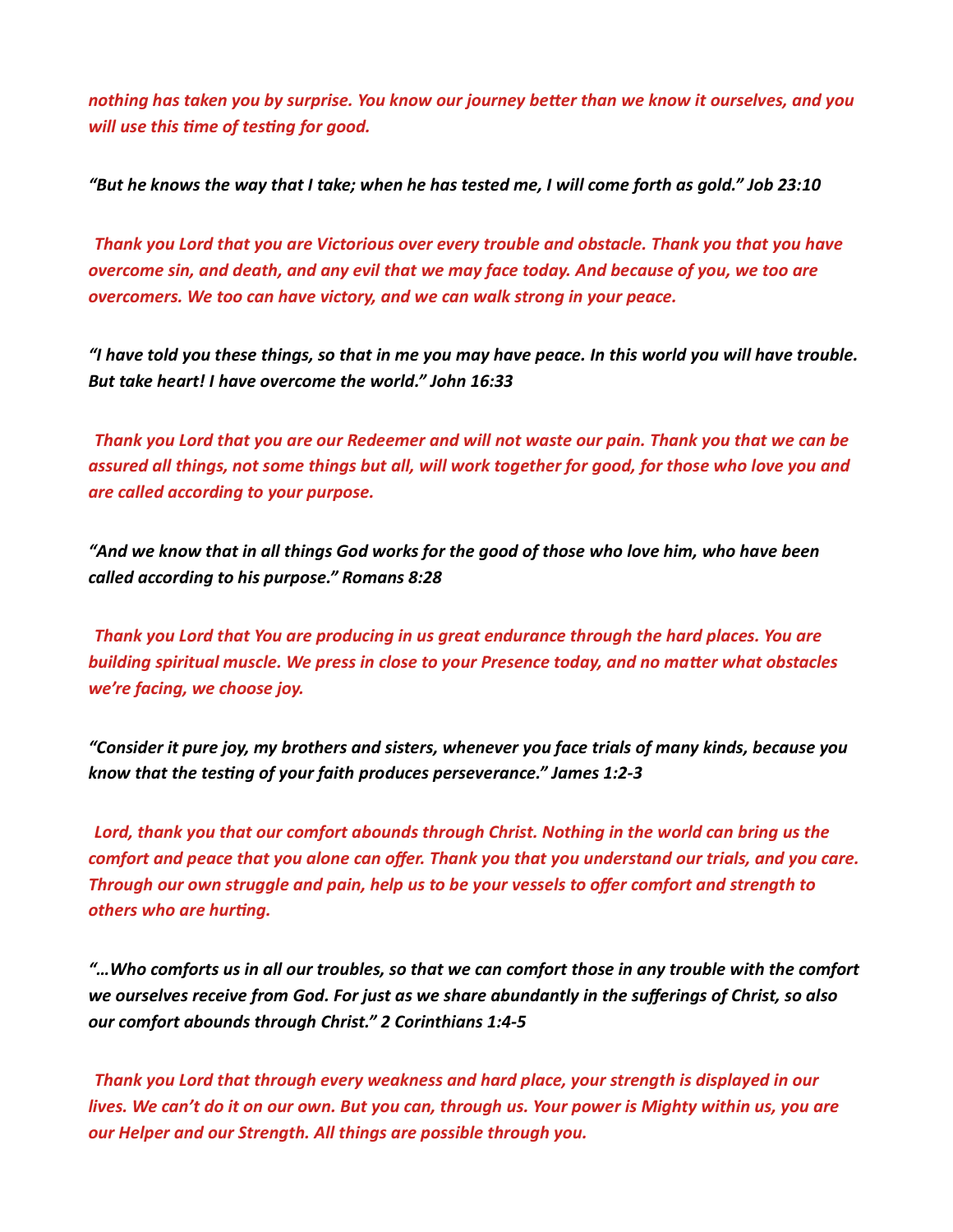*nothing has taken you by surprise. You know our journey better than we know it ourselves, and you will use this time of testing for good.*

*"But he knows the way that I take; when he has tested me, I will come forth as gold." Job 23:10*

*Thank you Lord that you are Victorious over every trouble and obstacle. Thank you that you have overcome sin, and death, and any evil that we may face today. And because of you, we too are overcomers. We too can have victory, and we can walk strong in your peace.*

*"I have told you these things, so that in me you may have peace. In this world you will have trouble. But take heart! I have overcome the world." John 16:33*

*Thank you Lord that you are our Redeemer and will not waste our pain. Thank you that we can be assured all things, not some things but all, will work together for good, for those who love you and are called according to your purpose.*

*"And we know that in all things God works for the good of those who love him, who have been called according to his purpose." Romans 8:28*

*Thank you Lord that You are producing in us great endurance through the hard places. You are building spiritual muscle. We press in close to your Presence today, and no matter what obstacles we're facing, we choose joy.*

*"Consider it pure joy, my brothers and sisters, whenever you face trials of many kinds, because you know that the testing of your faith produces perseverance." James 1:2-3*

*Lord, thank you that our comfort abounds through Christ. Nothing in the world can bring us the comfort and peace that you alone can offer. Thank you that you understand our trials, and you care. Through our own struggle and pain, help us to be your vessels to offer comfort and strength to others who are hurting.*

*"…Who comforts us in all our troubles, so that we can comfort those in any trouble with the comfort we ourselves receive from God. For just as we share abundantly in the sufferings of Christ, so also our comfort abounds through Christ." 2 Corinthians 1:4-5*

*Thank you Lord that through every weakness and hard place, your strength is displayed in our lives. We can't do it on our own. But you can, through us. Your power is Mighty within us, you are our Helper and our Strength. All things are possible through you.*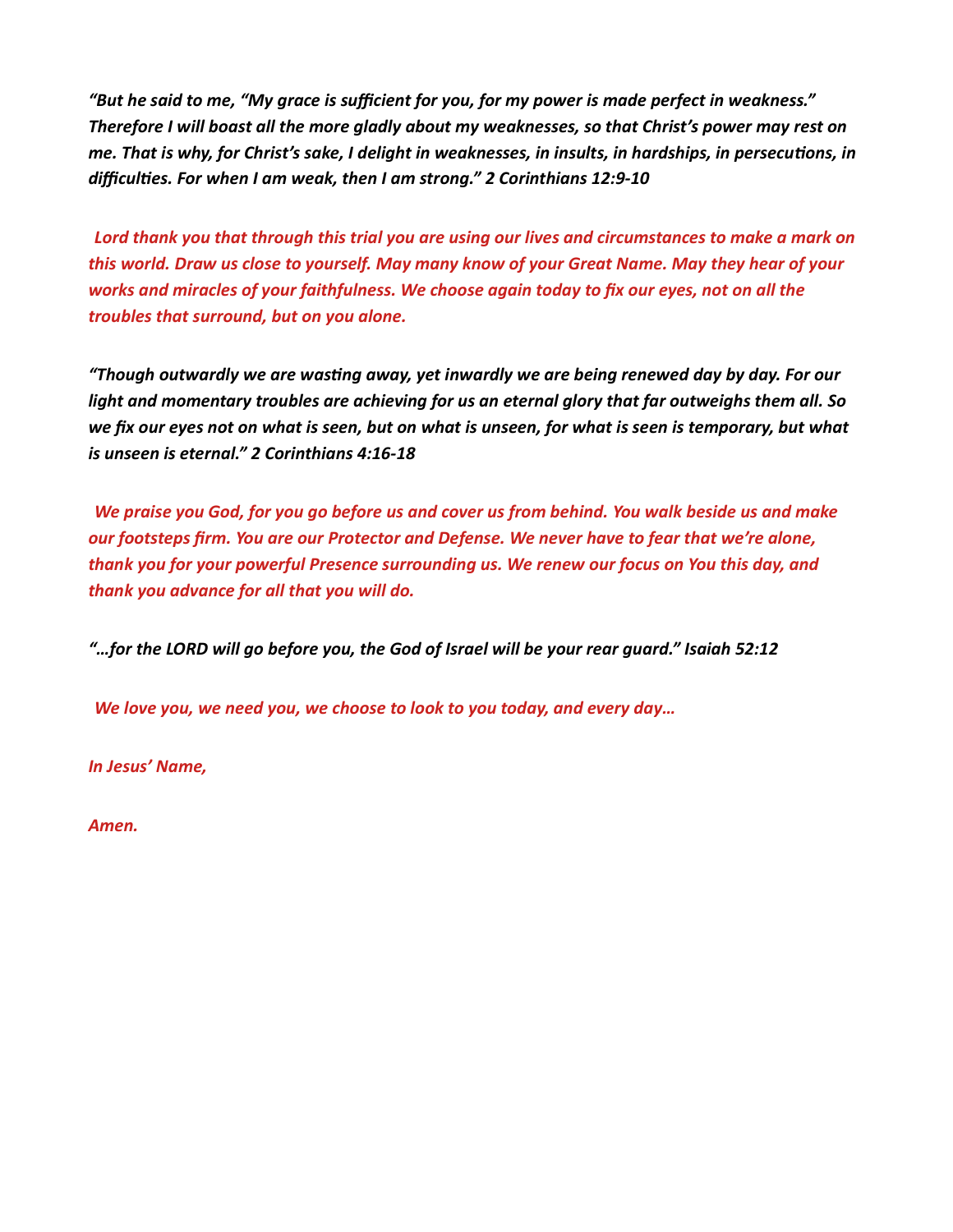*"But he said to me, "My grace is sufficient for you, for my power is made perfect in weakness." Therefore I will boast all the more gladly about my weaknesses, so that Christ's power may rest on me. That is why, for Christ's sake, I delight in weaknesses, in insults, in hardships, in persecutions, in difficulties. For when I am weak, then I am strong." 2 Corinthians 12:9-10*

*Lord thank you that through this trial you are using our lives and circumstances to make a mark on this world. Draw us close to yourself. May many know of your Great Name. May they hear of your works and miracles of your faithfulness. We choose again today to fix our eyes, not on all the troubles that surround, but on you alone.*

*"Though outwardly we are wasting away, yet inwardly we are being renewed day by day. For our light and momentary troubles are achieving for us an eternal glory that far outweighs them all. So we fix our eyes not on what is seen, but on what is unseen, for what is seen is temporary, but what is unseen is eternal." 2 Corinthians 4:16-18*

*We praise you God, for you go before us and cover us from behind. You walk beside us and make our footsteps firm. You are our Protector and Defense. We never have to fear that we're alone, thank you for your powerful Presence surrounding us. We renew our focus on You this day, and thank you advance for all that you will do.*

*"…for the LORD will go before you, the God of Israel will be your rear guard." Isaiah 52:12*

*We love you, we need you, we choose to look to you today, and every day…*

*In Jesus' Name,*

*Amen.*